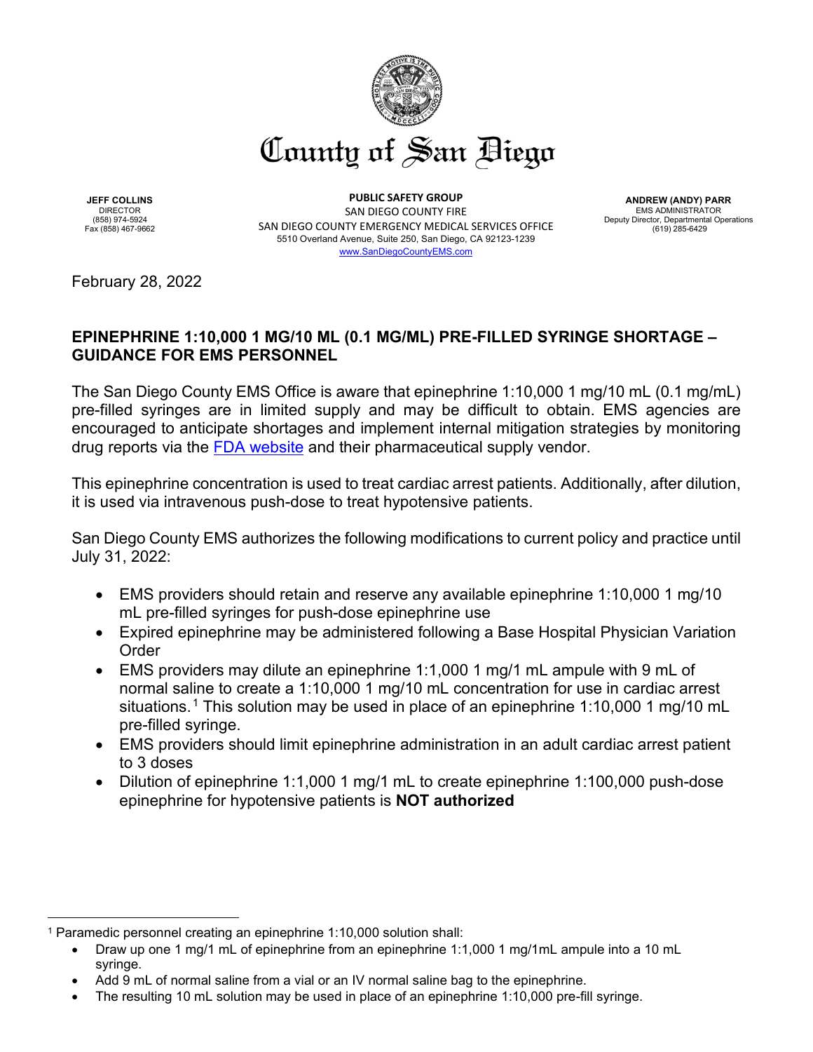# County of San Diego

**JEFF COLLINS**
DIRECTOR
(858) 974-5924
Fax (858) 467-9662

**PUBLIC SAFETY GROUP**
SAN DIEGO COUNTY FIRE
SAN DIEGO COUNTY EMERGENCY MEDICAL SERVICES OFFICE
5510 Overland Avenue, Suite 250, San Diego, CA 92123-1239
www.SanDiegoCountyEMS.com

**ANDREW (ANDY) PARR**
EMS ADMINISTRATOR
Deputy Director, Departmental Operations
(619) 285-6429

February 28, 2022

## EPINEPHRINE 1:10,000 1 MG/10 ML (0.1 MG/ML) PRE-FILLED SYRINGE SHORTAGE – GUIDANCE FOR EMS PERSONNEL

The San Diego County EMS Office is aware that epinephrine 1:10,000 1 mg/10 mL (0.1 mg/mL) pre-filled syringes are in limited supply and may be difficult to obtain. EMS agencies are encouraged to anticipate shortages and implement internal mitigation strategies by monitoring drug reports via the FDA website and their pharmaceutical supply vendor.

This epinephrine concentration is used to treat cardiac arrest patients. Additionally, after dilution, it is used via intravenous push-dose to treat hypotensive patients.

San Diego County EMS authorizes the following modifications to current policy and practice until July 31, 2022:

- EMS providers should retain and reserve any available epinephrine 1:10,000 1 mg/10 mL pre-filled syringes for push-dose epinephrine use
- Expired epinephrine may be administered following a Base Hospital Physician Variation Order
- EMS providers may dilute an epinephrine 1:1,000 1 mg/1 mL ampule with 9 mL of normal saline to create a 1:10,000 1 mg/10 mL concentration for use in cardiac arrest situations.[1] This solution may be used in place of an epinephrine 1:10,000 1 mg/10 mL pre-filled syringe.
- EMS providers should limit epinephrine administration in an adult cardiac arrest patient to 3 doses
- Dilution of epinephrine 1:1,000 1 mg/1 mL to create epinephrine 1:100,000 push-dose epinephrine for hypotensive patients is **NOT authorized**

---

[1] Paramedic personnel creating an epinephrine 1:10,000 solution shall:

- Draw up one 1 mg/1 mL of epinephrine from an epinephrine 1:1,000 1 mg/1mL ampule into a 10 mL syringe.
- Add 9 mL of normal saline from a vial or an IV normal saline bag to the epinephrine.
- The resulting 10 mL solution may be used in place of an epinephrine 1:10,000 pre-fill syringe.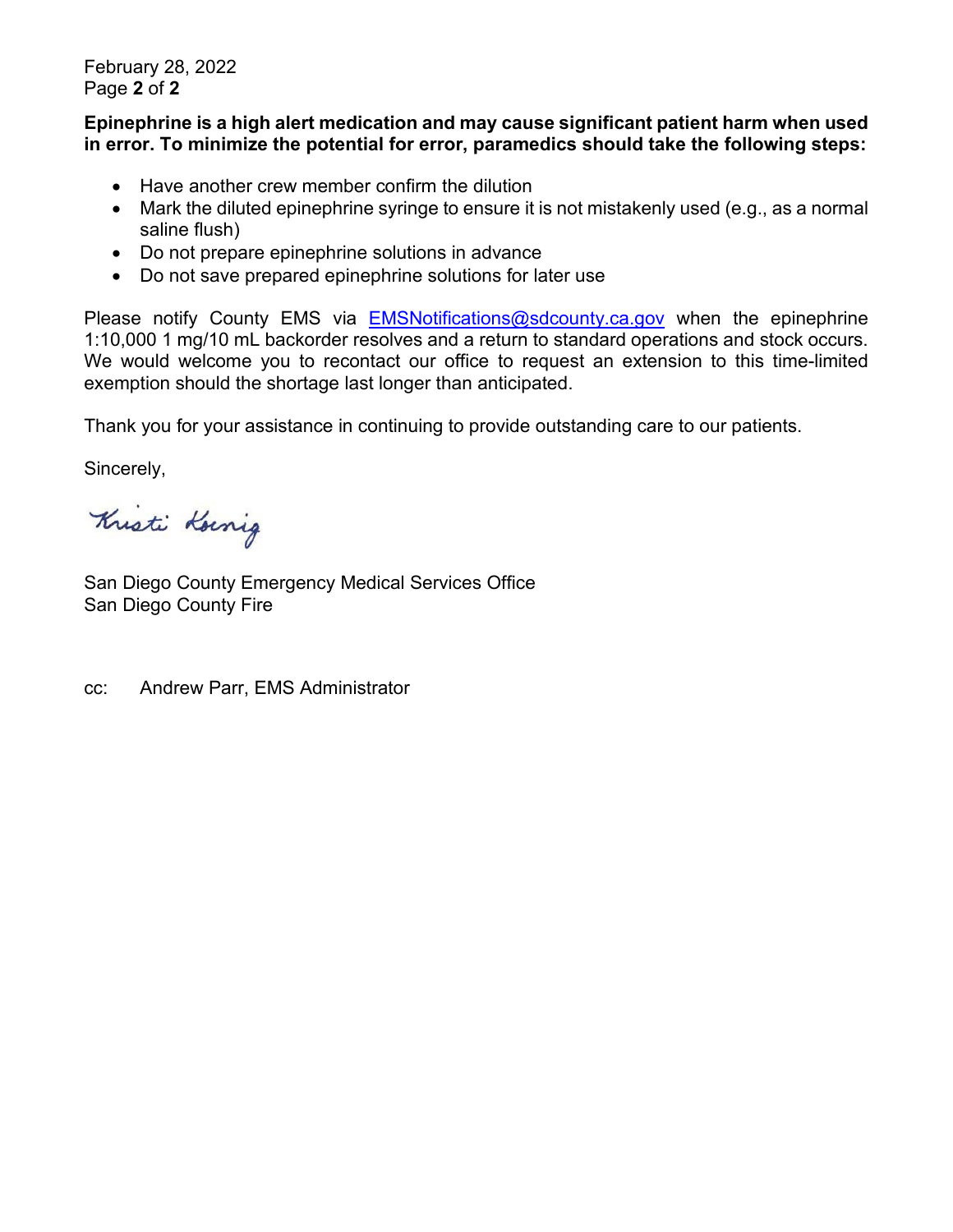**Epinephrine is a high alert medication and may cause significant patient harm when used in error. To minimize the potential for error, paramedics should take the following steps:**

- Have another crew member confirm the dilution
- Mark the diluted epinephrine syringe to ensure it is not mistakenly used (e.g., as a normal saline flush)
- Do not prepare epinephrine solutions in advance
- Do not save prepared epinephrine solutions for later use

Please notify County EMS via EMSNotifications@sdcounty.ca.gov when the epinephrine 1:10,000 1 mg/10 mL backorder resolves and a return to standard operations and stock occurs. We would welcome you to recontact our office to request an extension to this time-limited exemption should the shortage last longer than anticipated.

Thank you for your assistance in continuing to provide outstanding care to our patients.

Sincerely,

Kristi Koenig

San Diego County Emergency Medical Services Office
San Diego County Fire

cc: Andrew Parr, EMS Administrator